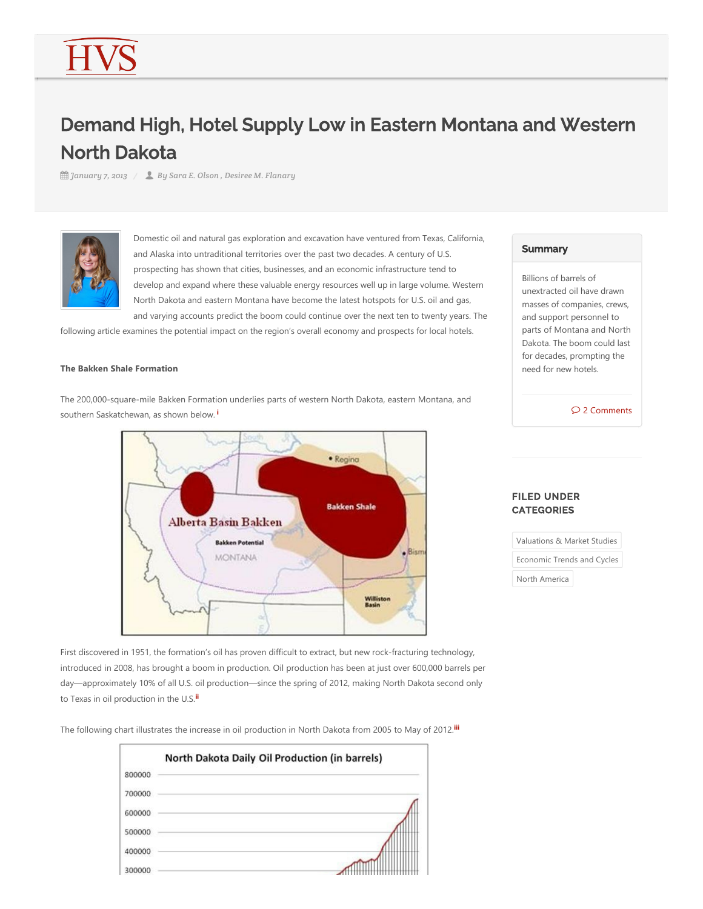# Demand High, Hotel Supply Low in Eastern Montana and Western North Dakota

*January 7, 2013 / By Sara E. Olson , Desiree M. Flanary*

Domestic oil and natural gas exploration and excavation have ventured from Texas, California, and Alaska into untraditional territories over the past two decades. A century of U.S. prospecting has shown that cities, businesses, and an economic infrastructure tend to develop and expand where these valuable energy resources well up in large volume. Western North Dakota and eastern Montana have become the latest hotspots for U.S. oil and gas, and varying accounts predict the boom could continue over the next ten to twenty years. The following article examines the potential impact on the region's overall economy and prospects for local hotels.

**Summary**

Billions of barrels of unextracted oil have drawn masses of companies, crews, and support personnel to parts of Montana and North Dakota. The boom could last for decades, prompting the need for new hotels.

2 Comments

**FILED UNDER CATEGORIES**

- Valuations & Market Studies
- Economic Trends and Cycles
- North America

**The Bakken Shale Formation**

The 200,000-square-mile Bakken Formation underlies parts of western North Dakota, eastern Montana, and southern Saskatchewan, as shown below.[i]

First discovered in 1951, the formation's oil has proven difficult to extract, but new rock-fracturing technology, introduced in 2008, has brought a boom in production. Oil production has been at just over 600,000 barrels per day—approximately 10% of all U.S. oil production—since the spring of 2012, making North Dakota second only to Texas in oil production in the U.S.[ii]

The following chart illustrates the increase in oil production in North Dakota from 2005 to May of 2012.[iii]

North Dakota Daily Oil Production (in barrels)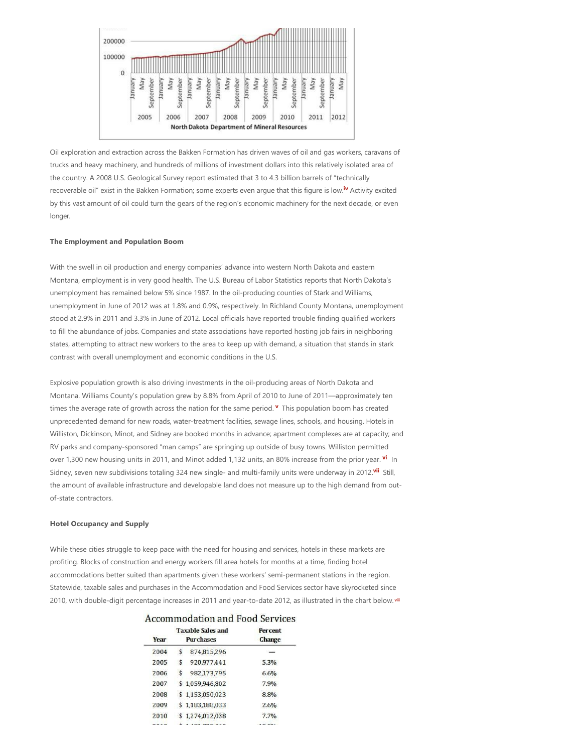Oil exploration and extraction across the Bakken Formation has driven waves of oil and gas workers, caravans of trucks and heavy machinery, and hundreds of millions of investment dollars into this relatively isolated area of the country. A 2008 U.S. Geological Survey report estimated that 3 to 4.3 billion barrels of "technically recoverable oil" exist in the Bakken Formation; some experts even argue that this figure is low.[iv] Activity excited by this vast amount of oil could turn the gears of the region's economic machinery for the next decade, or even longer.

**The Employment and Population Boom**

With the swell in oil production and energy companies' advance into western North Dakota and eastern Montana, employment is in very good health. The U.S. Bureau of Labor Statistics reports that North Dakota's unemployment has remained below 5% since 1987. In the oil-producing counties of Stark and Williams, unemployment in June of 2012 was at 1.8% and 0.9%, respectively. In Richland County Montana, unemployment stood at 2.9% in 2011 and 3.3% in June of 2012. Local officials have reported trouble finding qualified workers to fill the abundance of jobs. Companies and state associations have reported hosting job fairs in neighboring states, attempting to attract new workers to the area to keep up with demand, a situation that stands in stark contrast with overall unemployment and economic conditions in the U.S.

Explosive population growth is also driving investments in the oil-producing areas of North Dakota and Montana. Williams County's population grew by 8.8% from April of 2010 to June of 2011—approximately ten times the average rate of growth across the nation for the same period.[v] This population boom has created unprecedented demand for new roads, water-treatment facilities, sewage lines, schools, and housing. Hotels in Williston, Dickinson, Minot, and Sidney are booked months in advance; apartment complexes are at capacity; and RV parks and company-sponsored "man camps" are springing up outside of busy towns. Williston permitted over 1,300 new housing units in 2011, and Minot added 1,132 units, an 80% increase from the prior year.[vi] In Sidney, seven new subdivisions totaling 324 new single- and multi-family units were underway in 2012.[vii] Still, the amount of available infrastructure and developable land does not measure up to the high demand from out-of-state contractors.

**Hotel Occupancy and Supply**

While these cities struggle to keep pace with the need for housing and services, hotels in these markets are profiting. Blocks of construction and energy workers fill area hotels for months at a time, finding hotel accommodations better suited than apartments given these workers' semi-permanent stations in the region. Statewide, taxable sales and purchases in the Accommodation and Food Services sector have skyrocketed since 2010, with double-digit percentage increases in 2011 and year-to-date 2012, as illustrated in the chart below.[viii]

Accommodation and Food Services

| Year | Taxable Sales and Purchases | Percent Change |
|---|---|---|
| 2004 | $ 874,815,296 | — |
| 2005 | $ 920,977,441 | 5.3% |
| 2006 | $ 982,173,795 | 6.6% |
| 2007 | $ 1,059,946,802 | 7.9% |
| 2008 | $ 1,153,050,023 | 8.8% |
| 2009 | $ 1,183,188,033 | 2.6% |
| 2010 | $ 1,274,012,038 | 7.7% |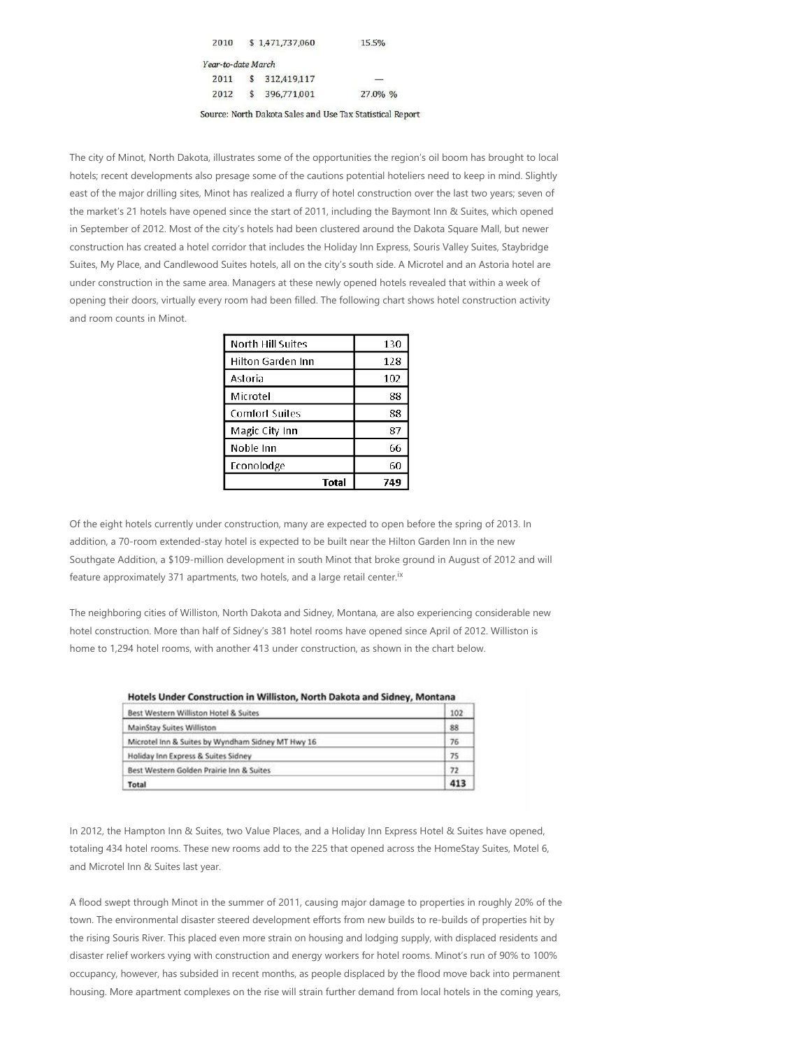| | | |
|---|---|---|
| 2010 | $ 1,471,737,060 | 15.5% |
| *Year-to-date March* | | |
| 2011 | $ 312,419,117 | — |
| 2012 | $ 396,771,001 | 27.0% % |

Source: North Dakota Sales and Use Tax Statistical Report

The city of Minot, North Dakota, illustrates some of the opportunities the region's oil boom has brought to local hotels; recent developments also presage some of the cautions potential hoteliers need to keep in mind. Slightly east of the major drilling sites, Minot has realized a flurry of hotel construction over the last two years; seven of the market's 21 hotels have opened since the start of 2011, including the Baymont Inn & Suites, which opened in September of 2012. Most of the city's hotels had been clustered around the Dakota Square Mall, but newer construction has created a hotel corridor that includes the Holiday Inn Express, Souris Valley Suites, Staybridge Suites, My Place, and Candlewood Suites hotels, all on the city's south side. A Microtel and an Astoria hotel are under construction in the same area. Managers at these newly opened hotels revealed that within a week of opening their doors, virtually every room had been filled. The following chart shows hotel construction activity and room counts in Minot.

| | |
|---|---|
| North Hill Suites | 130 |
| Hilton Garden Inn | 128 |
| Astoria | 102 |
| Microtel | 88 |
| Comfort Suites | 88 |
| Magic City Inn | 87 |
| Noble Inn | 66 |
| Econolodge | 60 |
| **Total** | **749** |

Of the eight hotels currently under construction, many are expected to open before the spring of 2013. In addition, a 70-room extended-stay hotel is expected to be built near the Hilton Garden Inn in the new Southgate Addition, a $109-million development in south Minot that broke ground in August of 2012 and will feature approximately 371 apartments, two hotels, and a large retail center.[ix]

The neighboring cities of Williston, North Dakota and Sidney, Montana, are also experiencing considerable new hotel construction. More than half of Sidney's 381 hotel rooms have opened since April of 2012. Williston is home to 1,294 hotel rooms, with another 413 under construction, as shown in the chart below.

**Hotels Under Construction in Williston, North Dakota and Sidney, Montana**

| | |
|---|---|
| Best Western Williston Hotel & Suites | 102 |
| MainStay Suites Williston | 88 |
| Microtel Inn & Suites by Wyndham Sidney MT Hwy 16 | 76 |
| Holiday Inn Express & Suites Sidney | 75 |
| Best Western Golden Prairie Inn & Suites | 72 |
| **Total** | **413** |

In 2012, the Hampton Inn & Suites, two Value Places, and a Holiday Inn Express Hotel & Suites have opened, totaling 434 hotel rooms. These new rooms add to the 225 that opened across the HomeStay Suites, Motel 6, and Microtel Inn & Suites last year.

A flood swept through Minot in the summer of 2011, causing major damage to properties in roughly 20% of the town. The environmental disaster steered development efforts from new builds to re-builds of properties hit by the rising Souris River. This placed even more strain on housing and lodging supply, with displaced residents and disaster relief workers vying with construction and energy workers for hotel rooms. Minot's run of 90% to 100% occupancy, however, has subsided in recent months, as people displaced by the flood move back into permanent housing. More apartment complexes on the rise will strain further demand from local hotels in the coming years,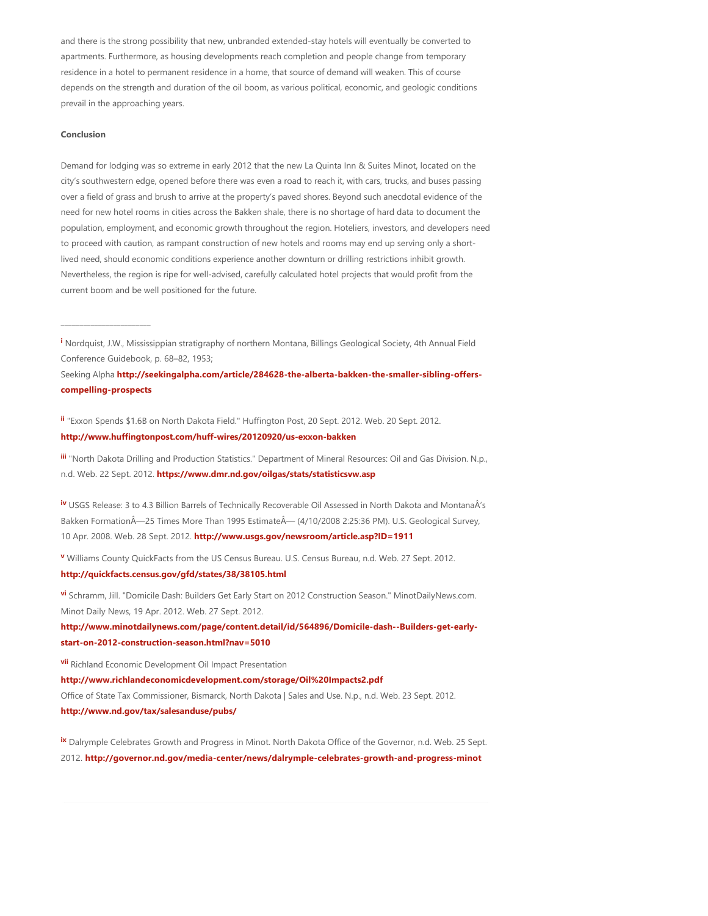and there is the strong possibility that new, unbranded extended-stay hotels will eventually be converted to apartments. Furthermore, as housing developments reach completion and people change from temporary residence in a hotel to permanent residence in a home, that source of demand will weaken. This of course depends on the strength and duration of the oil boom, as various political, economic, and geologic conditions prevail in the approaching years.

**Conclusion**

Demand for lodging was so extreme in early 2012 that the new La Quinta Inn & Suites Minot, located on the city's southwestern edge, opened before there was even a road to reach it, with cars, trucks, and buses passing over a field of grass and brush to arrive at the property's paved shores. Beyond such anecdotal evidence of the need for new hotel rooms in cities across the Bakken shale, there is no shortage of hard data to document the population, employment, and economic growth throughout the region. Hoteliers, investors, and developers need to proceed with caution, as rampant construction of new hotels and rooms may end up serving only a short-lived need, should economic conditions experience another downturn or drilling restrictions inhibit growth. Nevertheless, the region is ripe for well-advised, carefully calculated hotel projects that would profit from the current boom and be well positioned for the future.

---

[i] Nordquist, J.W., Mississippian stratigraphy of northern Montana, Billings Geological Society, 4th Annual Field Conference Guidebook, p. 68–82, 1953;
Seeking Alpha **http://seekingalpha.com/article/284628-the-alberta-bakken-the-smaller-sibling-offers-compelling-prospects**

[ii] "Exxon Spends $1.6B on North Dakota Field." Huffington Post, 20 Sept. 2012. Web. 20 Sept. 2012.
**http://www.huffingtonpost.com/huff-wires/20120920/us-exxon-bakken**

[iii] "North Dakota Drilling and Production Statistics." Department of Mineral Resources: Oil and Gas Division. N.p., n.d. Web. 22 Sept. 2012. **https://www.dmr.nd.gov/oilgas/stats/statisticsvw.asp**

[iv] USGS Release: 3 to 4.3 Billion Barrels of Technically Recoverable Oil Assessed in North Dakota and MontanaÂ's Bakken FormationÂ—25 Times More Than 1995 EstimateÂ— (4/10/2008 2:25:36 PM). U.S. Geological Survey, 10 Apr. 2008. Web. 28 Sept. 2012. **http://www.usgs.gov/newsroom/article.asp?ID=1911**

[v] Williams County QuickFacts from the US Census Bureau. U.S. Census Bureau, n.d. Web. 27 Sept. 2012.
**http://quickfacts.census.gov/gfd/states/38/38105.html**

[vi] Schramm, Jill. "Domicile Dash: Builders Get Early Start on 2012 Construction Season." MinotDailyNews.com. Minot Daily News, 19 Apr. 2012. Web. 27 Sept. 2012.
**http://www.minotdailynews.com/page/content.detail/id/564896/Domicile-dash--Builders-get-early-start-on-2012-construction-season.html?nav=5010**

[vii] Richland Economic Development Oil Impact Presentation
**http://www.richlandeconomicdevelopment.com/storage/Oil%20Impacts2.pdf**
Office of State Tax Commissioner, Bismarck, North Dakota | Sales and Use. N.p., n.d. Web. 23 Sept. 2012.
**http://www.nd.gov/tax/salesanduse/pubs/**

[ix] Dalrymple Celebrates Growth and Progress in Minot. North Dakota Office of the Governor, n.d. Web. 25 Sept. 2012. **http://governor.nd.gov/media-center/news/dalrymple-celebrates-growth-and-progress-minot**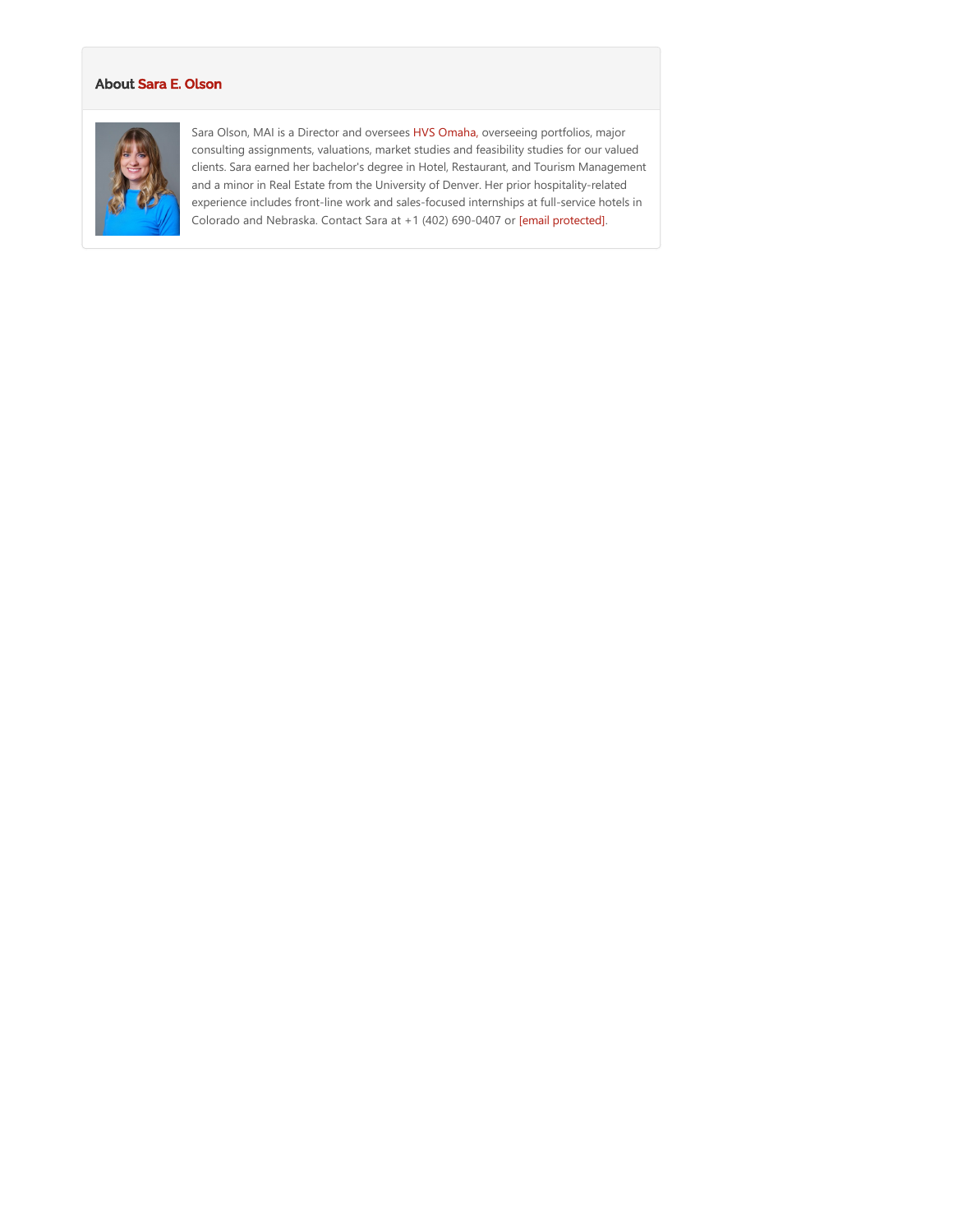### About Sara E. Olson

Sara Olson, MAI is a Director and oversees HVS Omaha, overseeing portfolios, major consulting assignments, valuations, market studies and feasibility studies for our valued clients. Sara earned her bachelor's degree in Hotel, Restaurant, and Tourism Management and a minor in Real Estate from the University of Denver. Her prior hospitality-related experience includes front-line work and sales-focused internships at full-service hotels in Colorado and Nebraska. Contact Sara at +1 (402) 690-0407 or [email protected].